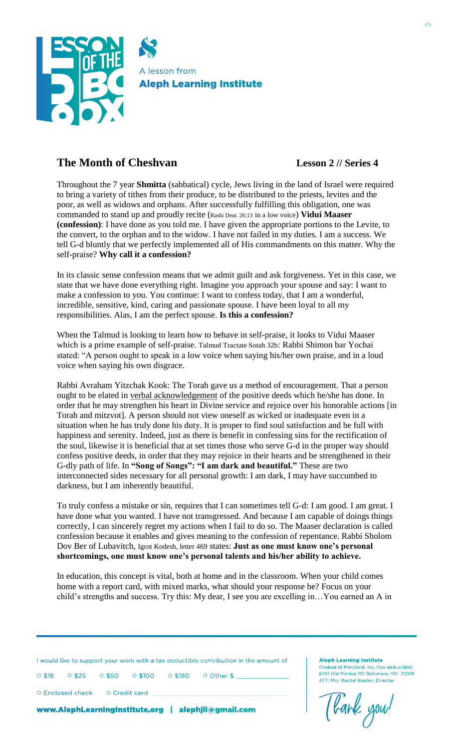A lesson from
**Aleph Learning Institute**

## The Month of Cheshvan

**Lesson 2 // Series 4**

Throughout the 7 year **Shmitta** (sabbatical) cycle, Jews living in the land of Israel were required to bring a variety of tithes from their produce, to be distributed to the priests, levites and the poor, as well as widows and orphans. After successfully fulfilling this obligation, one was commanded to stand up and proudly recite (Rashi Deut. 26:13 in a low voice) **Vidui Maaser (confession)**: I have done as you told me. I have given the appropriate portions to the Levite, to the convert, to the orphan and to the widow. I have not failed in my duties. I am a success. We tell G-d bluntly that we perfectly implemented all of His commandments on this matter. Why the self-praise? **Why call it a confession?**

In its classic sense confession means that we admit guilt and ask forgiveness. Yet in this case, we state that we have done everything right. Imagine you approach your spouse and say: I want to make a confession to you. You continue: I want to confess today, that I am a wonderful, incredible, sensitive, kind, caring and passionate spouse. I have been loyal to all my responsibilities. Alas, I am the perfect spouse. **Is this a confession?**

When the Talmud is looking to learn how to behave in self-praise, it looks to Vidui Maaser which is a prime example of self-praise. Talmud Tractate Sotah 32b: Rabbi Shimon bar Yochai stated: "A person ought to speak in a low voice when saying his/her own praise, and in a loud voice when saying his own disgrace.

Rabbi Avraham Yitzchak Kook: The Torah gave us a method of encouragement. That a person ought to be elated in verbal acknowledgement of the positive deeds which he/she has done. In order that he may strengthen his heart in Divine service and rejoice over his honorable actions [in Torah and mitzvot]. A person should not view oneself as wicked or inadequate even in a situation when he has truly done his duty. It is proper to find soul satisfaction and be full with happiness and serenity. Indeed, just as there is benefit in confessing sins for the rectification of the soul, likewise it is beneficial that at set times those who serve G-d in the proper way should confess positive deeds, in order that they may rejoice in their hearts and be strengthened in their G-dly path of life. In **"Song of Songs": "I am dark and beautiful."** These are two interconnected sides necessary for all personal growth: I am dark, I may have succumbed to darkness, but I am inherently beautiful.

To truly confess a mistake or sin, requires that I can sometimes tell G-d: I am good. I am great. I have done what you wanted. I have not transgressed. And because I am capable of doings things correctly, I can sincerely regret my actions when I fail to do so. The Maaser declaration is called confession because it enables and gives meaning to the confession of repentance. Rabbi Sholom Dov Ber of Lubavitch, Igrot Kodesh, letter 469 states: **Just as one must know one's personal shortcomings, one must know one's personal talents and his/her ability to achieve.**

In education, this concept is vital, both at home and in the classroom. When your child comes home with a report card, with mixed marks, what should your response be? Focus on your child's strengths and success. Try this: My dear, I see you are excelling in…You earned an A in

I would like to support your work with a tax deductible contribution in the amount of

○ $18 ○ $25 ○ $50 ○ $100 ○ $180 ○ Other $ ______

○ Enclosed check ○ Credit card ______

**www.AlephLearningInstitute.org | alephjli@gmail.com**

**Aleph Learning Institute**
Chabad of Maryland, Inc. (tax deductible)
6701 Old Pimlico RD Baltimore, MD 21209
ATT: Mrs. Rochel Kaplan, Director

Thank you!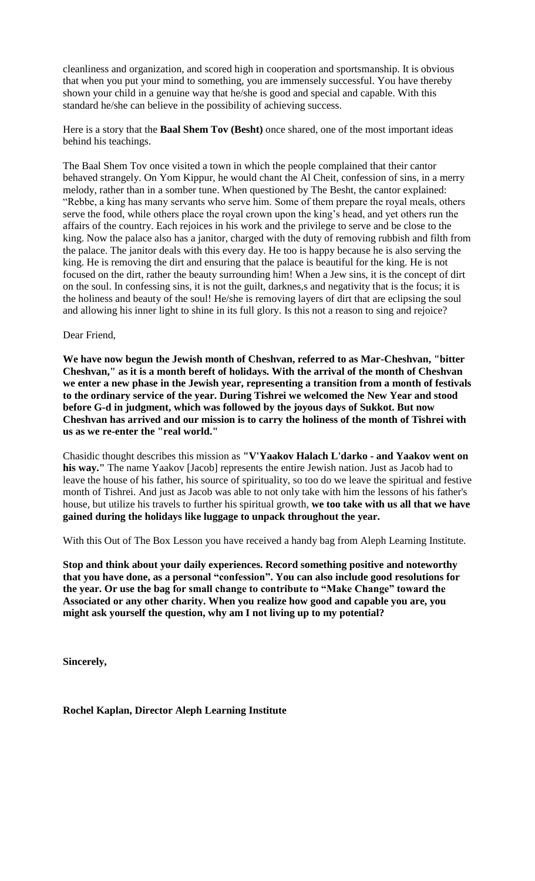cleanliness and organization, and scored high in cooperation and sportsmanship. It is obvious that when you put your mind to something, you are immensely successful. You have thereby shown your child in a genuine way that he/she is good and special and capable. With this standard he/she can believe in the possibility of achieving success.

Here is a story that the **Baal Shem Tov (Besht)** once shared, one of the most important ideas behind his teachings.

The Baal Shem Tov once visited a town in which the people complained that their cantor behaved strangely. On Yom Kippur, he would chant the Al Cheit, confession of sins, in a merry melody, rather than in a somber tune. When questioned by The Besht, the cantor explained: "Rebbe, a king has many servants who serve him. Some of them prepare the royal meals, others serve the food, while others place the royal crown upon the king's head, and yet others run the affairs of the country. Each rejoices in his work and the privilege to serve and be close to the king. Now the palace also has a janitor, charged with the duty of removing rubbish and filth from the palace. The janitor deals with this every day. He too is happy because he is also serving the king. He is removing the dirt and ensuring that the palace is beautiful for the king. He is not focused on the dirt, rather the beauty surrounding him! When a Jew sins, it is the concept of dirt on the soul. In confessing sins, it is not the guilt, darknes,s and negativity that is the focus; it is the holiness and beauty of the soul! He/she is removing layers of dirt that are eclipsing the soul and allowing his inner light to shine in its full glory. Is this not a reason to sing and rejoice?

Dear Friend,

**We have now begun the Jewish month of Cheshvan, referred to as Mar-Cheshvan, "bitter Cheshvan," as it is a month bereft of holidays. With the arrival of the month of Cheshvan we enter a new phase in the Jewish year, representing a transition from a month of festivals to the ordinary service of the year. During Tishrei we welcomed the New Year and stood before G-d in judgment, which was followed by the joyous days of Sukkot. But now Cheshvan has arrived and our mission is to carry the holiness of the month of Tishrei with us as we re-enter the "real world."**

Chasidic thought describes this mission as **"V'Yaakov Halach L'darko - and Yaakov went on his way."** The name Yaakov [Jacob] represents the entire Jewish nation. Just as Jacob had to leave the house of his father, his source of spirituality, so too do we leave the spiritual and festive month of Tishrei. And just as Jacob was able to not only take with him the lessons of his father's house, but utilize his travels to further his spiritual growth, **we too take with us all that we have gained during the holidays like luggage to unpack throughout the year.**

With this Out of The Box Lesson you have received a handy bag from Aleph Learning Institute.

**Stop and think about your daily experiences. Record something positive and noteworthy that you have done, as a personal "confession". You can also include good resolutions for the year. Or use the bag for small change to contribute to "Make Change" toward the Associated or any other charity. When you realize how good and capable you are, you might ask yourself the question, why am I not living up to my potential?**

**Sincerely,**

**Rochel Kaplan, Director Aleph Learning Institute**